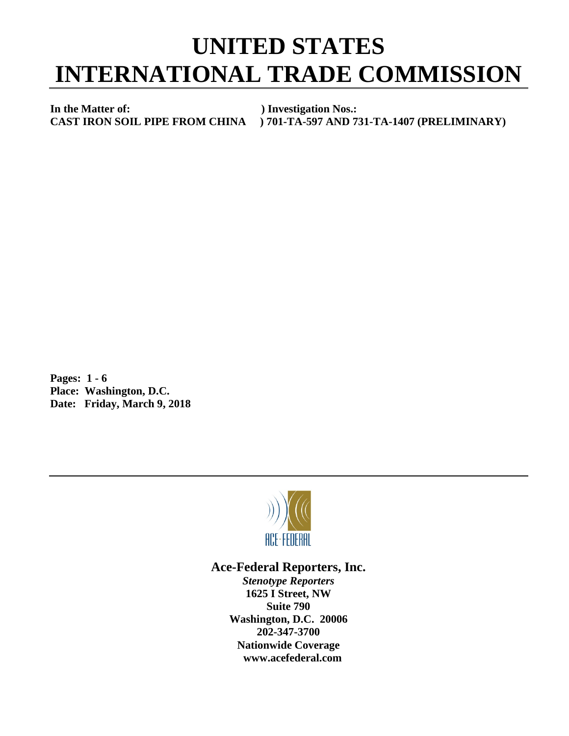# UNITED STATES INTERNATIONAL TRADE COMMISSION

**In the Matter of:** ) **Investigation Nos.:**
**CAST IRON SOIL PIPE FROM CHINA** ) **701-TA-597 AND 731-TA-1407 (PRELIMINARY)**

**Pages: 1 - 6**
**Place: Washington, D.C.**
**Date: Friday, March 9, 2018**

ACE·FEDERAL

**Ace-Federal Reporters, Inc.**
***Stenotype Reporters***
**1625 I Street, NW**
**Suite 790**
**Washington, D.C. 20006**
**202-347-3700**
**Nationwide Coverage**
**www.acefederal.com**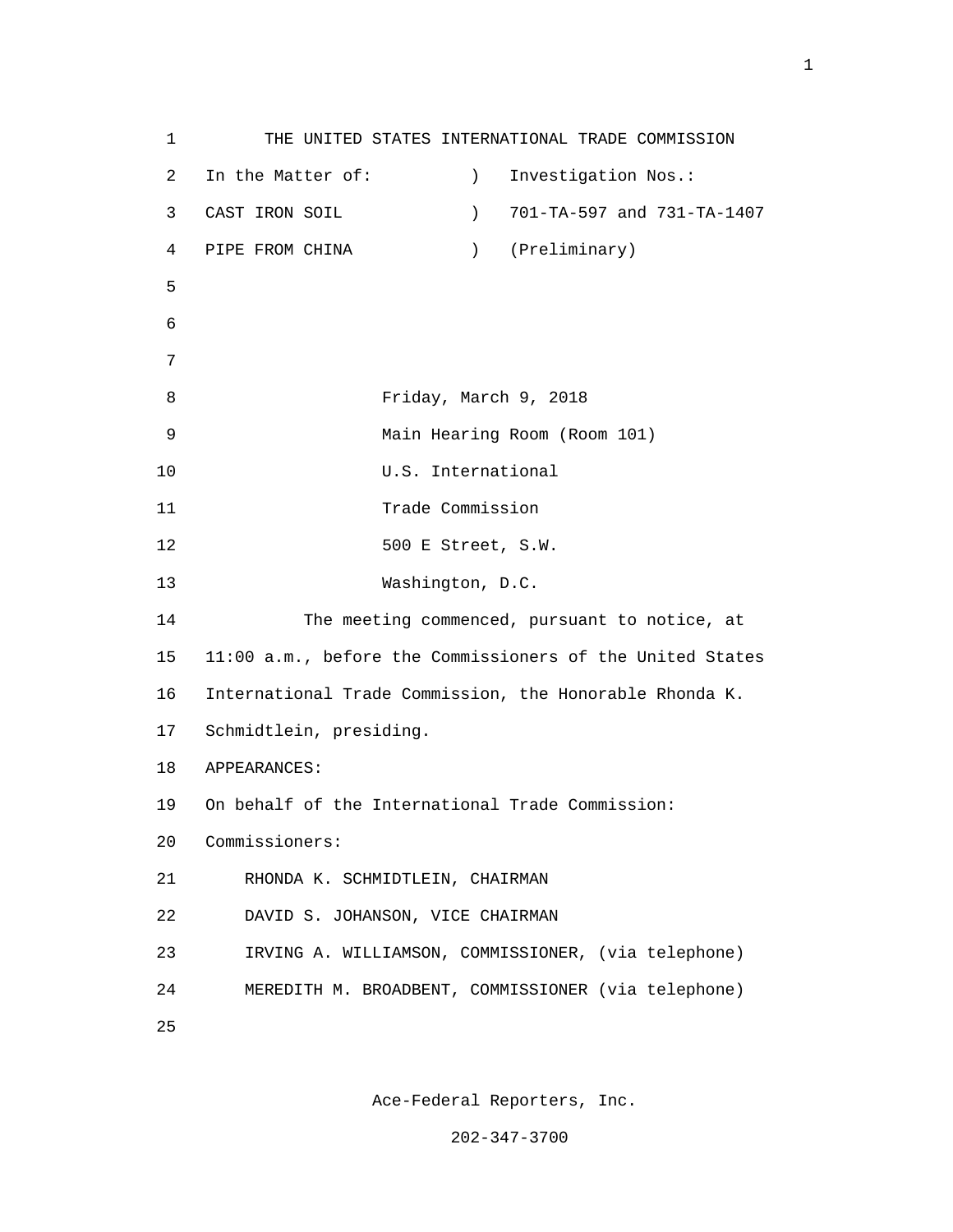THE UNITED STATES INTERNATIONAL TRADE COMMISSION

In the Matter of: ) Investigation Nos.:

CAST IRON SOIL ) 701-TA-597 and 731-TA-1407

PIPE FROM CHINA ) (Preliminary)

Friday, March 9, 2018

Main Hearing Room (Room 101)

U.S. International

Trade Commission

500 E Street, S.W.

Washington, D.C.

The meeting commenced, pursuant to notice, at 11:00 a.m., before the Commissioners of the United States International Trade Commission, the Honorable Rhonda K. Schmidtlein, presiding.

APPEARANCES:

On behalf of the International Trade Commission:

Commissioners:

RHONDA K. SCHMIDTLEIN, CHAIRMAN

DAVID S. JOHANSON, VICE CHAIRMAN

IRVING A. WILLIAMSON, COMMISSIONER, (via telephone)

MEREDITH M. BROADBENT, COMMISSIONER (via telephone)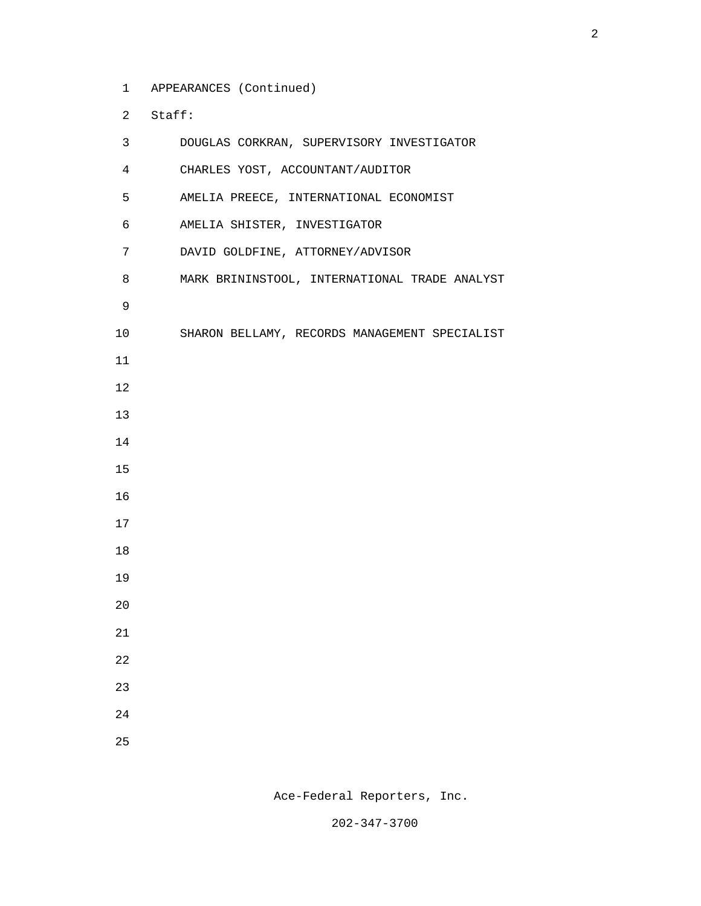APPEARANCES (Continued)

Staff:

DOUGLAS CORKRAN, SUPERVISORY INVESTIGATOR

CHARLES YOST, ACCOUNTANT/AUDITOR

AMELIA PREECE, INTERNATIONAL ECONOMIST

AMELIA SHISTER, INVESTIGATOR

DAVID GOLDFINE, ATTORNEY/ADVISOR

MARK BRININSTOOL, INTERNATIONAL TRADE ANALYST

SHARON BELLAMY, RECORDS MANAGEMENT SPECIALIST

Ace-Federal Reporters, Inc.

202-347-3700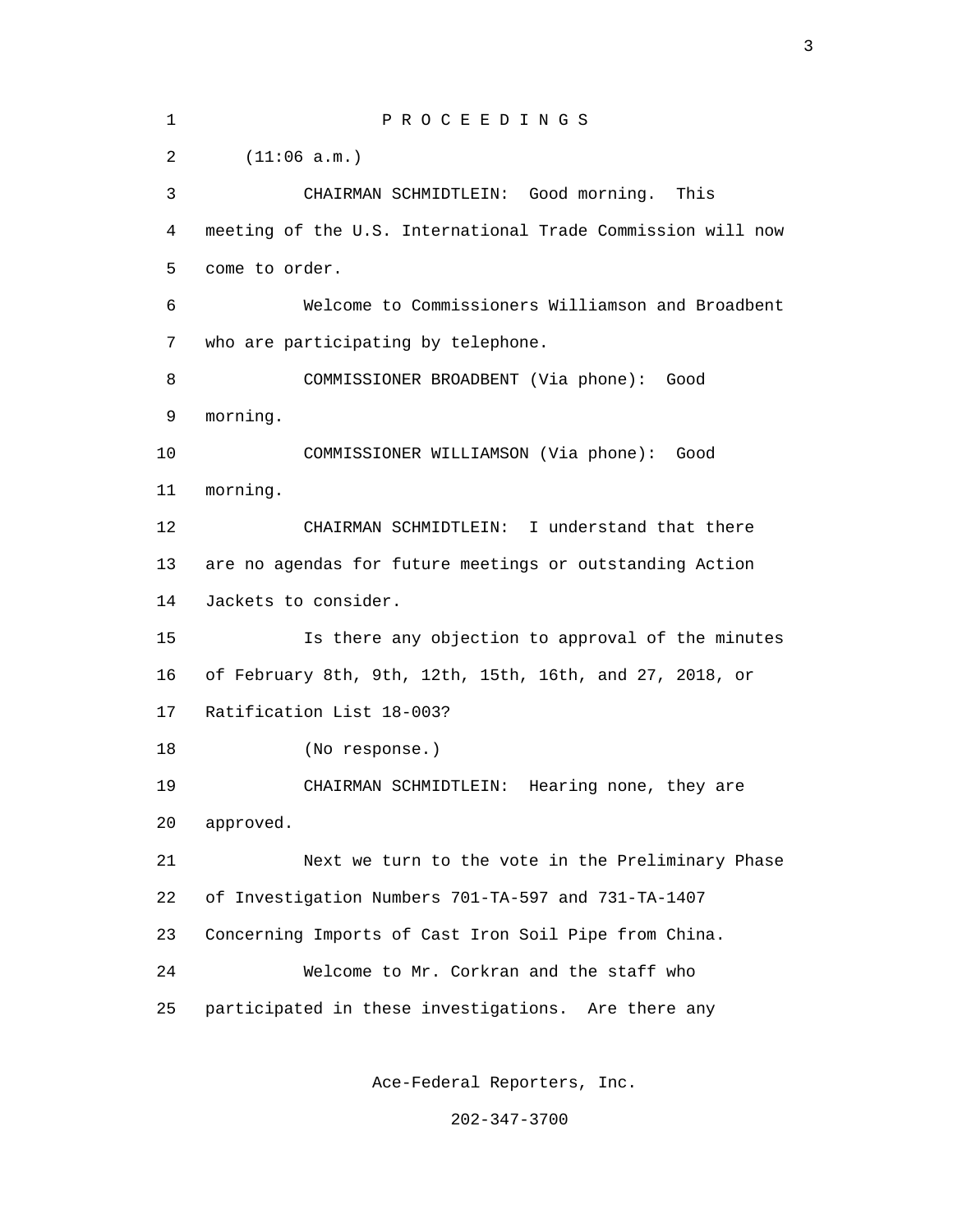P R O C E E D I N G S

(11:06 a.m.)

CHAIRMAN SCHMIDTLEIN: Good morning. This meeting of the U.S. International Trade Commission will now come to order.

Welcome to Commissioners Williamson and Broadbent who are participating by telephone.

COMMISSIONER BROADBENT (Via phone): Good morning.

COMMISSIONER WILLIAMSON (Via phone): Good morning.

CHAIRMAN SCHMIDTLEIN: I understand that there are no agendas for future meetings or outstanding Action Jackets to consider.

Is there any objection to approval of the minutes of February 8th, 9th, 12th, 15th, 16th, and 27, 2018, or Ratification List 18-003?

(No response.)

CHAIRMAN SCHMIDTLEIN: Hearing none, they are approved.

Next we turn to the vote in the Preliminary Phase of Investigation Numbers 701-TA-597 and 731-TA-1407 Concerning Imports of Cast Iron Soil Pipe from China.

Welcome to Mr. Corkran and the staff who participated in these investigations. Are there any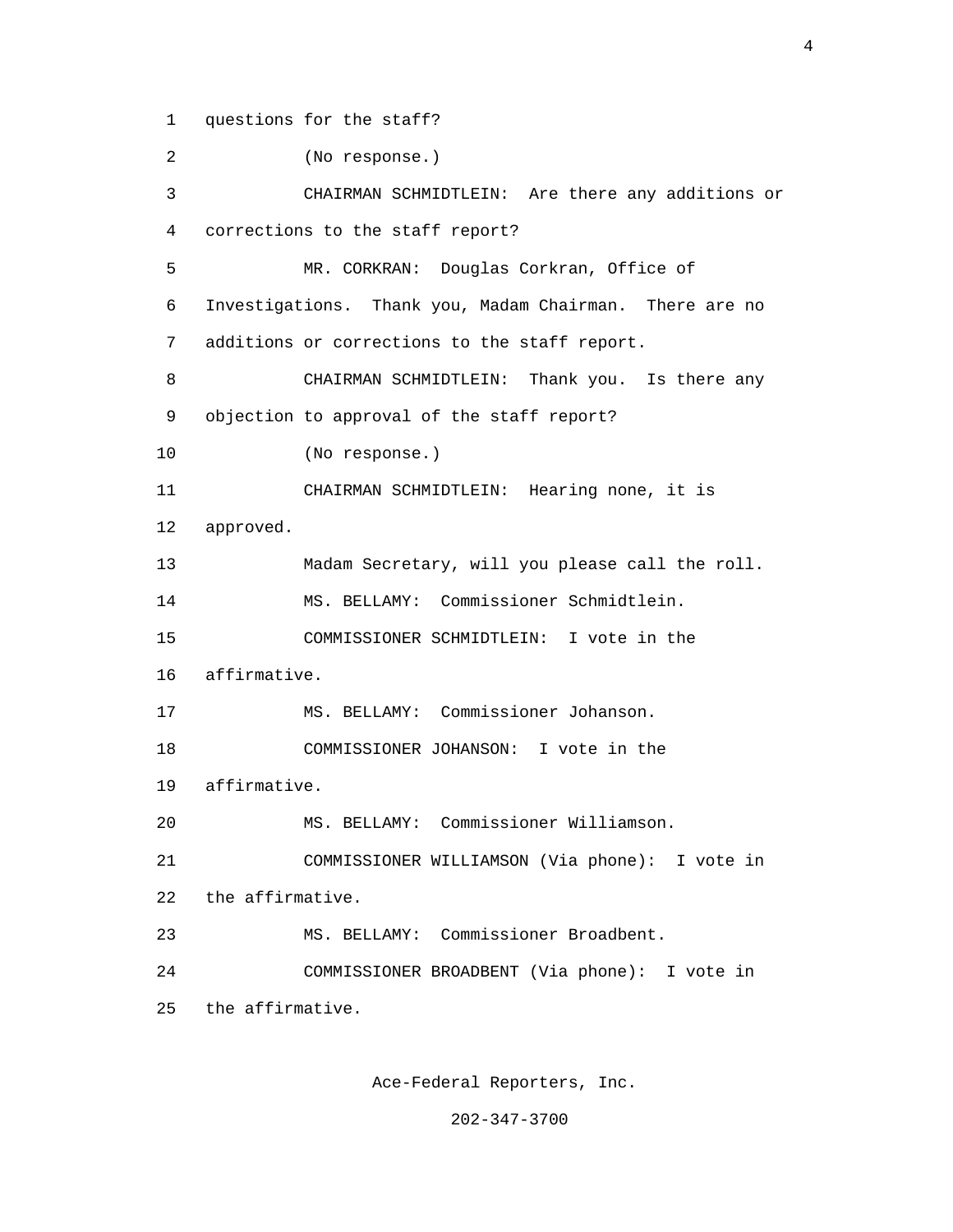1 questions for the staff?

2 (No response.)

3 CHAIRMAN SCHMIDTLEIN: Are there any additions or

4 corrections to the staff report?

5 MR. CORKRAN: Douglas Corkran, Office of

6 Investigations. Thank you, Madam Chairman. There are no

7 additions or corrections to the staff report.

8 CHAIRMAN SCHMIDTLEIN: Thank you. Is there any

9 objection to approval of the staff report?

10 (No response.)

11 CHAIRMAN SCHMIDTLEIN: Hearing none, it is

12 approved.

13 Madam Secretary, will you please call the roll.

14 MS. BELLAMY: Commissioner Schmidtlein.

15 COMMISSIONER SCHMIDTLEIN: I vote in the

16 affirmative.

17 MS. BELLAMY: Commissioner Johanson.

18 COMMISSIONER JOHANSON: I vote in the

19 affirmative.

20 MS. BELLAMY: Commissioner Williamson.

21 COMMISSIONER WILLIAMSON (Via phone): I vote in

22 the affirmative.

23 MS. BELLAMY: Commissioner Broadbent.

24 COMMISSIONER BROADBENT (Via phone): I vote in

25 the affirmative.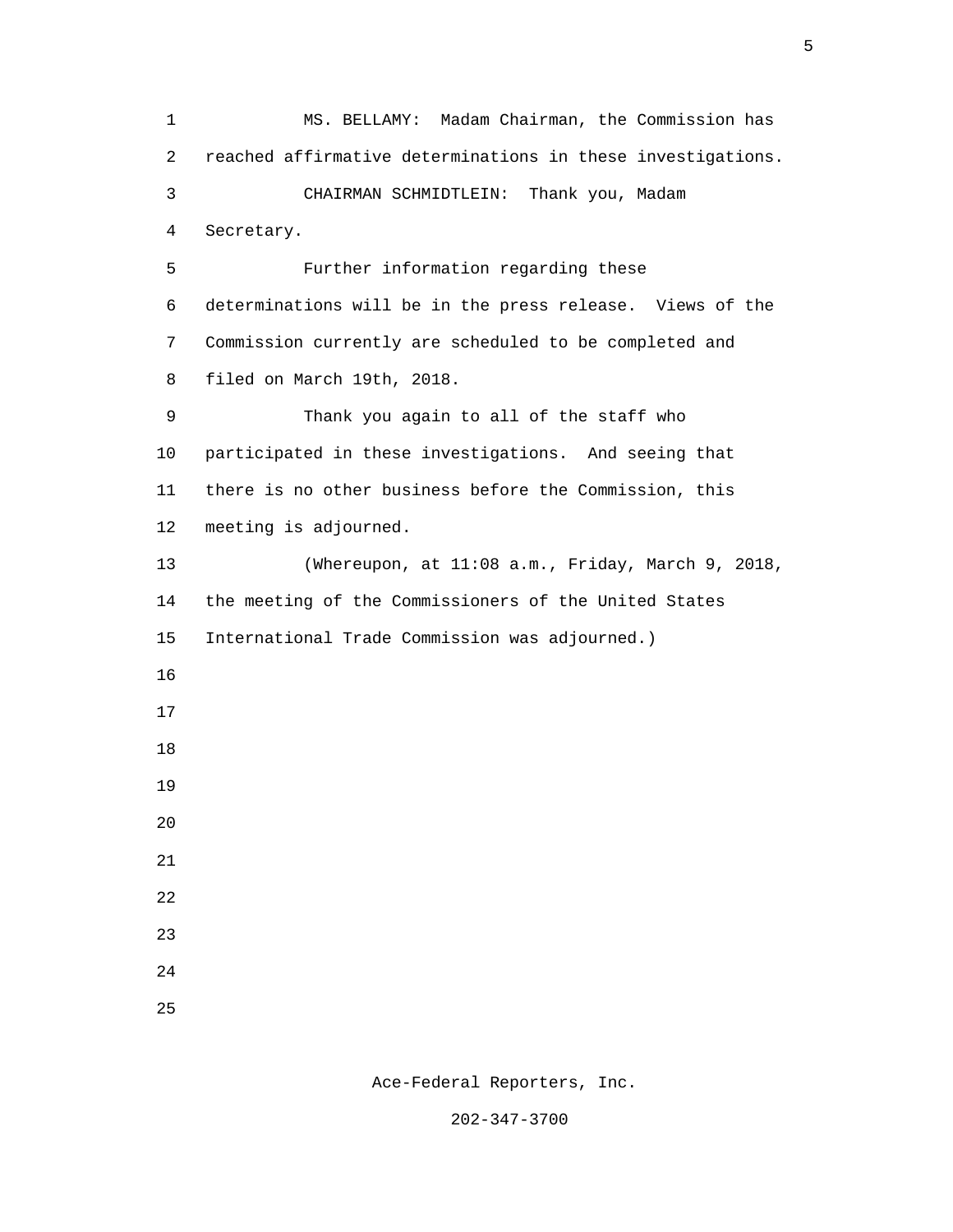MS. BELLAMY: Madam Chairman, the Commission has reached affirmative determinations in these investigations.

CHAIRMAN SCHMIDTLEIN: Thank you, Madam Secretary.

Further information regarding these determinations will be in the press release. Views of the Commission currently are scheduled to be completed and filed on March 19th, 2018.

Thank you again to all of the staff who participated in these investigations. And seeing that there is no other business before the Commission, this meeting is adjourned.

(Whereupon, at 11:08 a.m., Friday, March 9, 2018, the meeting of the Commissioners of the United States International Trade Commission was adjourned.)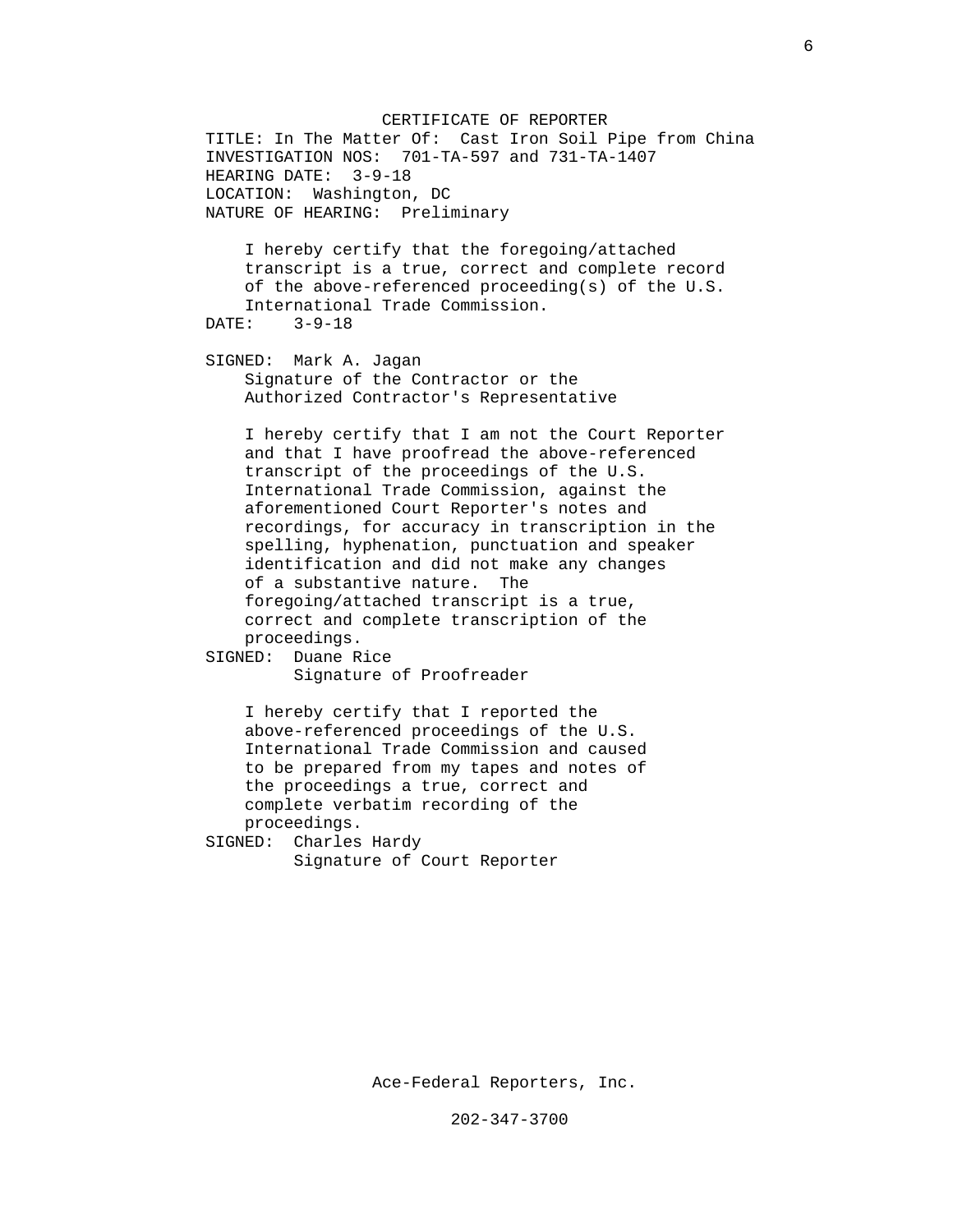# CERTIFICATE OF REPORTER

TITLE: In The Matter Of: Cast Iron Soil Pipe from China
INVESTIGATION NOS: 701-TA-597 and 731-TA-1407
HEARING DATE: 3-9-18
LOCATION: Washington, DC
NATURE OF HEARING: Preliminary

I hereby certify that the foregoing/attached transcript is a true, correct and complete record of the above-referenced proceeding(s) of the U.S. International Trade Commission.

DATE: 3-9-18

SIGNED: Mark A. Jagan
Signature of the Contractor or the Authorized Contractor's Representative

I hereby certify that I am not the Court Reporter and that I have proofread the above-referenced transcript of the proceedings of the U.S. International Trade Commission, against the aforementioned Court Reporter's notes and recordings, for accuracy in transcription in the spelling, hyphenation, punctuation and speaker identification and did not make any changes of a substantive nature. The foregoing/attached transcript is a true, correct and complete transcription of the proceedings.

SIGNED: Duane Rice
Signature of Proofreader

I hereby certify that I reported the above-referenced proceedings of the U.S. International Trade Commission and caused to be prepared from my tapes and notes of the proceedings a true, correct and complete verbatim recording of the proceedings.

SIGNED: Charles Hardy
Signature of Court Reporter